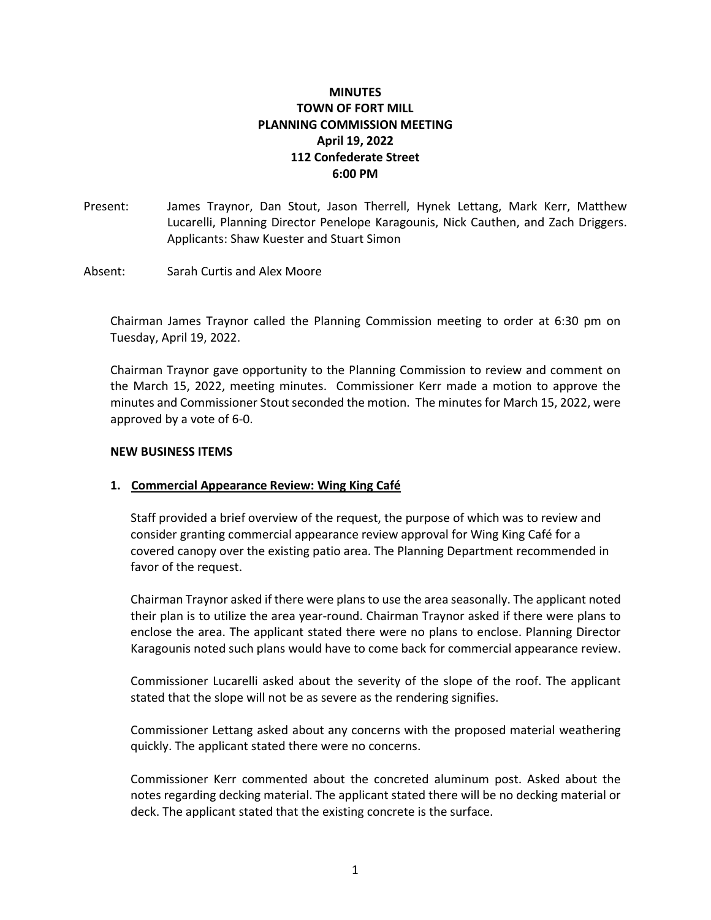# MINUTES
## TOWN OF FORT MILL
## PLANNING COMMISSION MEETING
## April 19, 2022
## 112 Confederate Street
## 6:00 PM

Present: James Traynor, Dan Stout, Jason Therrell, Hynek Lettang, Mark Kerr, Matthew Lucarelli, Planning Director Penelope Karagounis, Nick Cauthen, and Zach Driggers. Applicants: Shaw Kuester and Stuart Simon

Absent: Sarah Curtis and Alex Moore

Chairman James Traynor called the Planning Commission meeting to order at 6:30 pm on Tuesday, April 19, 2022.

Chairman Traynor gave opportunity to the Planning Commission to review and comment on the March 15, 2022, meeting minutes. Commissioner Kerr made a motion to approve the minutes and Commissioner Stout seconded the motion. The minutes for March 15, 2022, were approved by a vote of 6-0.

**NEW BUSINESS ITEMS**

**1. Commercial Appearance Review: Wing King Café**

Staff provided a brief overview of the request, the purpose of which was to review and consider granting commercial appearance review approval for Wing King Café for a covered canopy over the existing patio area. The Planning Department recommended in favor of the request.

Chairman Traynor asked if there were plans to use the area seasonally. The applicant noted their plan is to utilize the area year-round. Chairman Traynor asked if there were plans to enclose the area. The applicant stated there were no plans to enclose. Planning Director Karagounis noted such plans would have to come back for commercial appearance review.

Commissioner Lucarelli asked about the severity of the slope of the roof. The applicant stated that the slope will not be as severe as the rendering signifies.

Commissioner Lettang asked about any concerns with the proposed material weathering quickly. The applicant stated there were no concerns.

Commissioner Kerr commented about the concreted aluminum post. Asked about the notes regarding decking material. The applicant stated there will be no decking material or deck. The applicant stated that the existing concrete is the surface.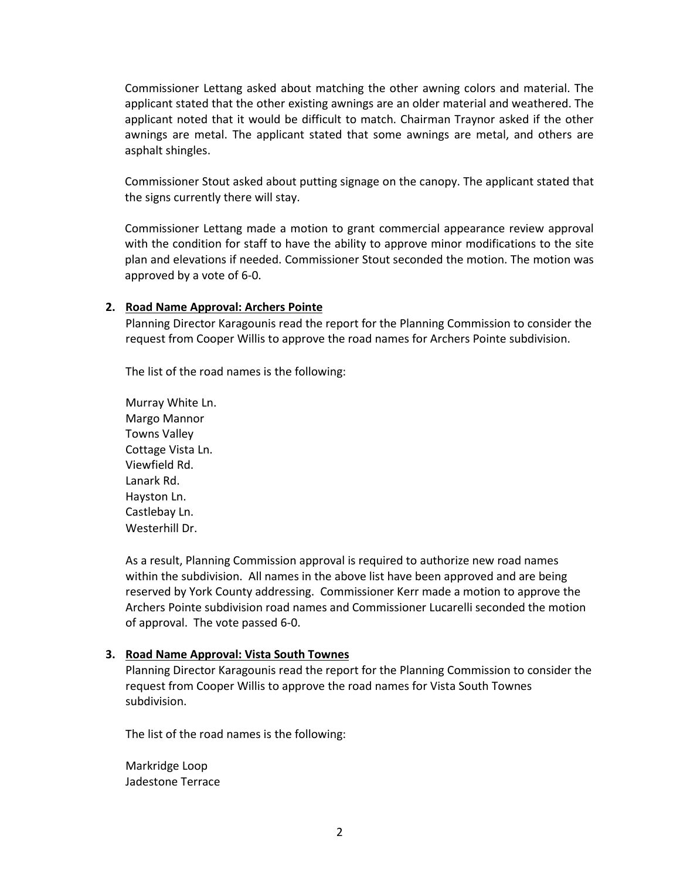Commissioner Lettang asked about matching the other awning colors and material. The applicant stated that the other existing awnings are an older material and weathered. The applicant noted that it would be difficult to match. Chairman Traynor asked if the other awnings are metal. The applicant stated that some awnings are metal, and others are asphalt shingles.

Commissioner Stout asked about putting signage on the canopy. The applicant stated that the signs currently there will stay.

Commissioner Lettang made a motion to grant commercial appearance review approval with the condition for staff to have the ability to approve minor modifications to the site plan and elevations if needed. Commissioner Stout seconded the motion. The motion was approved by a vote of 6-0.

2. **<u>Road Name Approval: Archers Pointe</u>**

   Planning Director Karagounis read the report for the Planning Commission to consider the request from Cooper Willis to approve the road names for Archers Pointe subdivision.

   The list of the road names is the following:

   Murray White Ln.
   Margo Mannor
   Towns Valley
   Cottage Vista Ln.
   Viewfield Rd.
   Lanark Rd.
   Hayston Ln.
   Castlebay Ln.
   Westerhill Dr.

   As a result, Planning Commission approval is required to authorize new road names within the subdivision. All names in the above list have been approved and are being reserved by York County addressing. Commissioner Kerr made a motion to approve the Archers Pointe subdivision road names and Commissioner Lucarelli seconded the motion of approval. The vote passed 6-0.

3. **<u>Road Name Approval: Vista South Townes</u>**

   Planning Director Karagounis read the report for the Planning Commission to consider the request from Cooper Willis to approve the road names for Vista South Townes subdivision.

   The list of the road names is the following:

   Markridge Loop
   Jadestone Terrace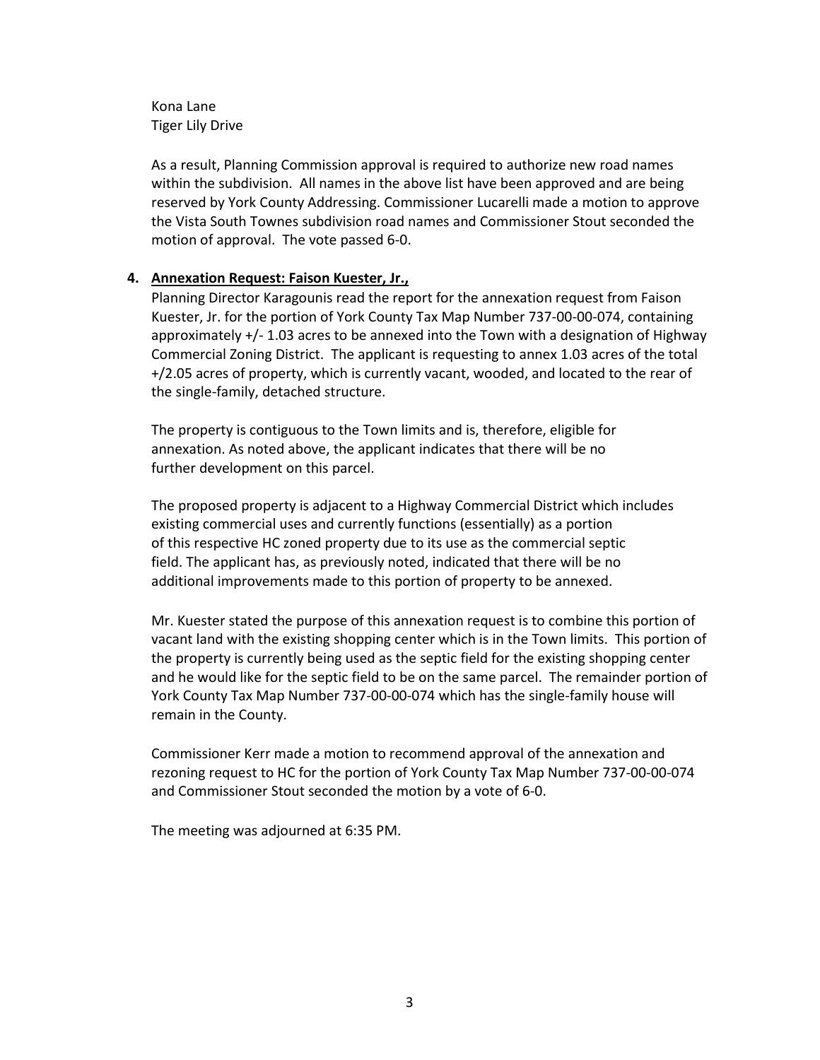Kona Lane
Tiger Lily Drive

As a result, Planning Commission approval is required to authorize new road names within the subdivision. All names in the above list have been approved and are being reserved by York County Addressing. Commissioner Lucarelli made a motion to approve the Vista South Townes subdivision road names and Commissioner Stout seconded the motion of approval. The vote passed 6-0.

4. **Annexation Request: Faison Kuester, Jr.,**

Planning Director Karagounis read the report for the annexation request from Faison Kuester, Jr. for the portion of York County Tax Map Number 737-00-00-074, containing approximately +/- 1.03 acres to be annexed into the Town with a designation of Highway Commercial Zoning District. The applicant is requesting to annex 1.03 acres of the total +/2.05 acres of property, which is currently vacant, wooded, and located to the rear of the single-family, detached structure.

The property is contiguous to the Town limits and is, therefore, eligible for annexation. As noted above, the applicant indicates that there will be no further development on this parcel.

The proposed property is adjacent to a Highway Commercial District which includes existing commercial uses and currently functions (essentially) as a portion of this respective HC zoned property due to its use as the commercial septic field. The applicant has, as previously noted, indicated that there will be no additional improvements made to this portion of property to be annexed.

Mr. Kuester stated the purpose of this annexation request is to combine this portion of vacant land with the existing shopping center which is in the Town limits. This portion of the property is currently being used as the septic field for the existing shopping center and he would like for the septic field to be on the same parcel. The remainder portion of York County Tax Map Number 737-00-00-074 which has the single-family house will remain in the County.

Commissioner Kerr made a motion to recommend approval of the annexation and rezoning request to HC for the portion of York County Tax Map Number 737-00-00-074 and Commissioner Stout seconded the motion by a vote of 6-0.

The meeting was adjourned at 6:35 PM.